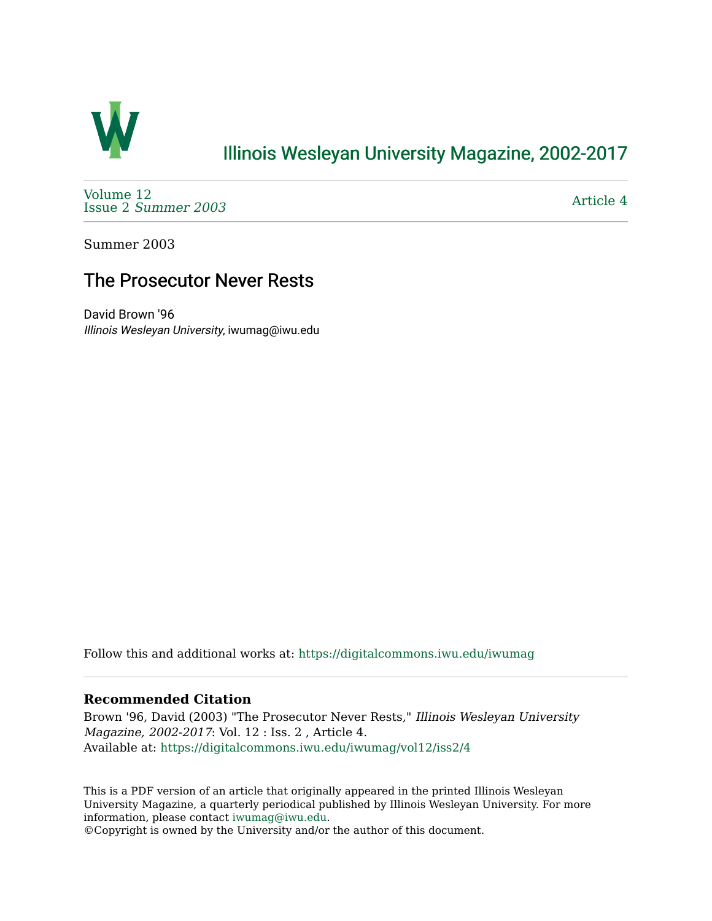# Illinois Wesleyan University Magazine, 2002-2017

Volume 12
Issue 2 *Summer 2003*

Article 4

Summer 2003

## The Prosecutor Never Rests

David Brown '96
*Illinois Wesleyan University*, iwumag@iwu.edu

Follow this and additional works at: https://digitalcommons.iwu.edu/iwumag

### Recommended Citation

Brown '96, David (2003) "The Prosecutor Never Rests," *Illinois Wesleyan University Magazine, 2002-2017*: Vol. 12 : Iss. 2 , Article 4.
Available at: https://digitalcommons.iwu.edu/iwumag/vol12/iss2/4

This is a PDF version of an article that originally appeared in the printed Illinois Wesleyan University Magazine, a quarterly periodical published by Illinois Wesleyan University. For more information, please contact iwumag@iwu.edu.
©Copyright is owned by the University and/or the author of this document.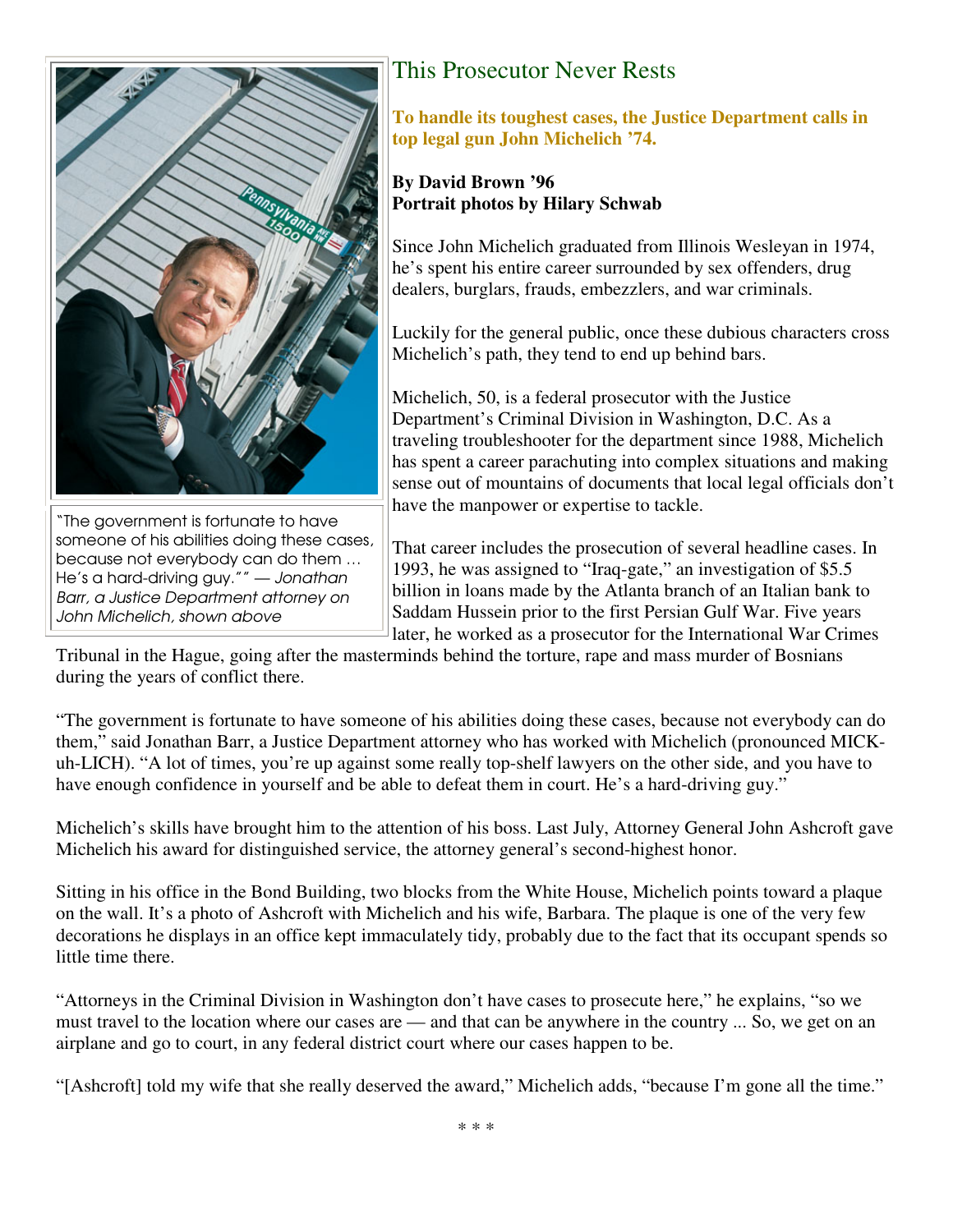# This Prosecutor Never Rests

**To handle its toughest cases, the Justice Department calls in top legal gun John Michelich '74.**

**By David Brown '96**
**Portrait photos by Hilary Schwab**

"The government is fortunate to have someone of his abilities doing these cases, because not everybody can do them … He's a hard-driving guy."" — *Jonathan Barr, a Justice Department attorney on John Michelich, shown above*

Since John Michelich graduated from Illinois Wesleyan in 1974, he's spent his entire career surrounded by sex offenders, drug dealers, burglars, frauds, embezzlers, and war criminals.

Luckily for the general public, once these dubious characters cross Michelich's path, they tend to end up behind bars.

Michelich, 50, is a federal prosecutor with the Justice Department's Criminal Division in Washington, D.C. As a traveling troubleshooter for the department since 1988, Michelich has spent a career parachuting into complex situations and making sense out of mountains of documents that local legal officials don't have the manpower or expertise to tackle.

That career includes the prosecution of several headline cases. In 1993, he was assigned to "Iraq-gate," an investigation of $5.5 billion in loans made by the Atlanta branch of an Italian bank to Saddam Hussein prior to the first Persian Gulf War. Five years later, he worked as a prosecutor for the International War Crimes Tribunal in the Hague, going after the masterminds behind the torture, rape and mass murder of Bosnians during the years of conflict there.

"The government is fortunate to have someone of his abilities doing these cases, because not everybody can do them," said Jonathan Barr, a Justice Department attorney who has worked with Michelich (pronounced MICK-uh-LICH). "A lot of times, you're up against some really top-shelf lawyers on the other side, and you have to have enough confidence in yourself and be able to defeat them in court. He's a hard-driving guy."

Michelich's skills have brought him to the attention of his boss. Last July, Attorney General John Ashcroft gave Michelich his award for distinguished service, the attorney general's second-highest honor.

Sitting in his office in the Bond Building, two blocks from the White House, Michelich points toward a plaque on the wall. It's a photo of Ashcroft with Michelich and his wife, Barbara. The plaque is one of the very few decorations he displays in an office kept immaculately tidy, probably due to the fact that its occupant spends so little time there.

"Attorneys in the Criminal Division in Washington don't have cases to prosecute here," he explains, "so we must travel to the location where our cases are — and that can be anywhere in the country ... So, we get on an airplane and go to court, in any federal district court where our cases happen to be.

"[Ashcroft] told my wife that she really deserved the award," Michelich adds, "because I'm gone all the time."

\* \* \*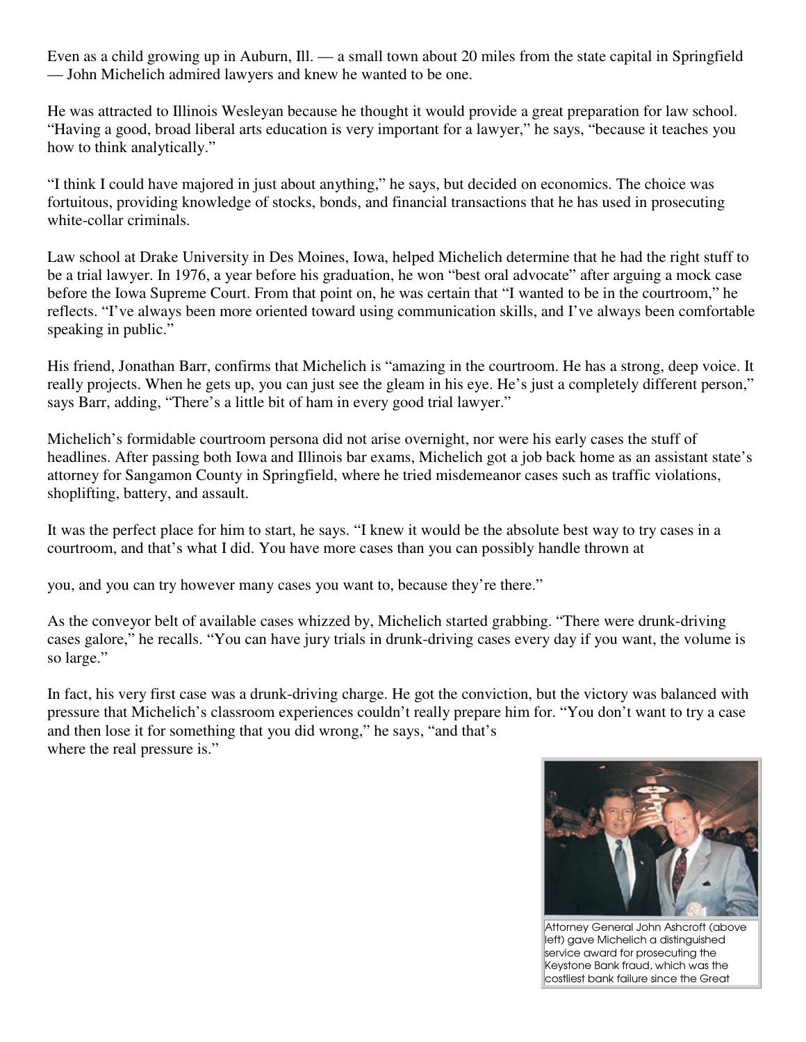Even as a child growing up in Auburn, Ill. — a small town about 20 miles from the state capital in Springfield — John Michelich admired lawyers and knew he wanted to be one.

He was attracted to Illinois Wesleyan because he thought it would provide a great preparation for law school. “Having a good, broad liberal arts education is very important for a lawyer,” he says, “because it teaches you how to think analytically.”

“I think I could have majored in just about anything,” he says, but decided on economics. The choice was fortuitous, providing knowledge of stocks, bonds, and financial transactions that he has used in prosecuting white-collar criminals.

Law school at Drake University in Des Moines, Iowa, helped Michelich determine that he had the right stuff to be a trial lawyer. In 1976, a year before his graduation, he won “best oral advocate” after arguing a mock case before the Iowa Supreme Court. From that point on, he was certain that “I wanted to be in the courtroom,” he reflects. “I’ve always been more oriented toward using communication skills, and I’ve always been comfortable speaking in public.”

His friend, Jonathan Barr, confirms that Michelich is “amazing in the courtroom. He has a strong, deep voice. It really projects. When he gets up, you can just see the gleam in his eye. He’s just a completely different person,” says Barr, adding, “There’s a little bit of ham in every good trial lawyer.”

Michelich’s formidable courtroom persona did not arise overnight, nor were his early cases the stuff of headlines. After passing both Iowa and Illinois bar exams, Michelich got a job back home as an assistant state’s attorney for Sangamon County in Springfield, where he tried misdemeanor cases such as traffic violations, shoplifting, battery, and assault.

It was the perfect place for him to start, he says. “I knew it would be the absolute best way to try cases in a courtroom, and that’s what I did. You have more cases than you can possibly handle thrown at you, and you can try however many cases you want to, because they’re there.”

As the conveyor belt of available cases whizzed by, Michelich started grabbing. “There were drunk-driving cases galore,” he recalls. “You can have jury trials in drunk-driving cases every day if you want, the volume is so large.”

In fact, his very first case was a drunk-driving charge. He got the conviction, but the victory was balanced with pressure that Michelich’s classroom experiences couldn’t really prepare him for. “You don’t want to try a case and then lose it for something that you did wrong,” he says, “and that’s where the real pressure is.”

Attorney General John Ashcroft (above left) gave Michelich a distinguished service award for prosecuting the Keystone Bank fraud, which was the costliest bank failure since the Great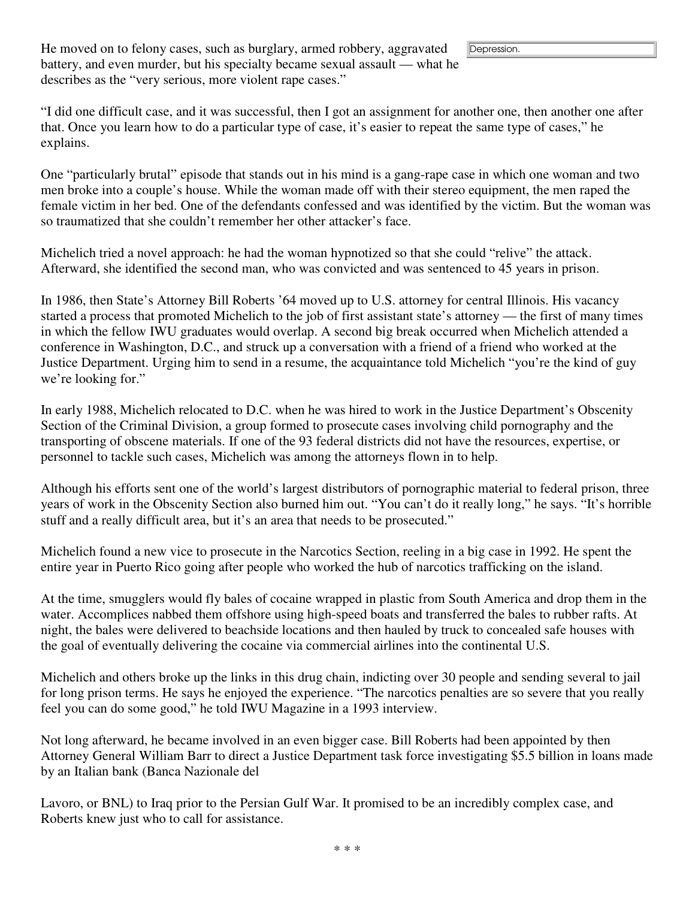He moved on to felony cases, such as burglary, armed robbery, aggravated battery, and even murder, but his specialty became sexual assault — what he describes as the "very serious, more violent rape cases."

Depression.

"I did one difficult case, and it was successful, then I got an assignment for another one, then another one after that. Once you learn how to do a particular type of case, it's easier to repeat the same type of cases," he explains.

One "particularly brutal" episode that stands out in his mind is a gang-rape case in which one woman and two men broke into a couple's house. While the woman made off with their stereo equipment, the men raped the female victim in her bed. One of the defendants confessed and was identified by the victim. But the woman was so traumatized that she couldn't remember her other attacker's face.

Michelich tried a novel approach: he had the woman hypnotized so that she could "relive" the attack. Afterward, she identified the second man, who was convicted and was sentenced to 45 years in prison.

In 1986, then State's Attorney Bill Roberts '64 moved up to U.S. attorney for central Illinois. His vacancy started a process that promoted Michelich to the job of first assistant state's attorney — the first of many times in which the fellow IWU graduates would overlap. A second big break occurred when Michelich attended a conference in Washington, D.C., and struck up a conversation with a friend of a friend who worked at the Justice Department. Urging him to send in a resume, the acquaintance told Michelich "you're the kind of guy we're looking for."

In early 1988, Michelich relocated to D.C. when he was hired to work in the Justice Department's Obscenity Section of the Criminal Division, a group formed to prosecute cases involving child pornography and the transporting of obscene materials. If one of the 93 federal districts did not have the resources, expertise, or personnel to tackle such cases, Michelich was among the attorneys flown in to help.

Although his efforts sent one of the world's largest distributors of pornographic material to federal prison, three years of work in the Obscenity Section also burned him out. "You can't do it really long," he says. "It's horrible stuff and a really difficult area, but it's an area that needs to be prosecuted."

Michelich found a new vice to prosecute in the Narcotics Section, reeling in a big case in 1992. He spent the entire year in Puerto Rico going after people who worked the hub of narcotics trafficking on the island.

At the time, smugglers would fly bales of cocaine wrapped in plastic from South America and drop them in the water. Accomplices nabbed them offshore using high-speed boats and transferred the bales to rubber rafts. At night, the bales were delivered to beachside locations and then hauled by truck to concealed safe houses with the goal of eventually delivering the cocaine via commercial airlines into the continental U.S.

Michelich and others broke up the links in this drug chain, indicting over 30 people and sending several to jail for long prison terms. He says he enjoyed the experience. "The narcotics penalties are so severe that you really feel you can do some good," he told IWU Magazine in a 1993 interview.

Not long afterward, he became involved in an even bigger case. Bill Roberts had been appointed by then Attorney General William Barr to direct a Justice Department task force investigating $5.5 billion in loans made by an Italian bank (Banca Nazionale del Lavoro, or BNL) to Iraq prior to the Persian Gulf War. It promised to be an incredibly complex case, and Roberts knew just who to call for assistance.

* * *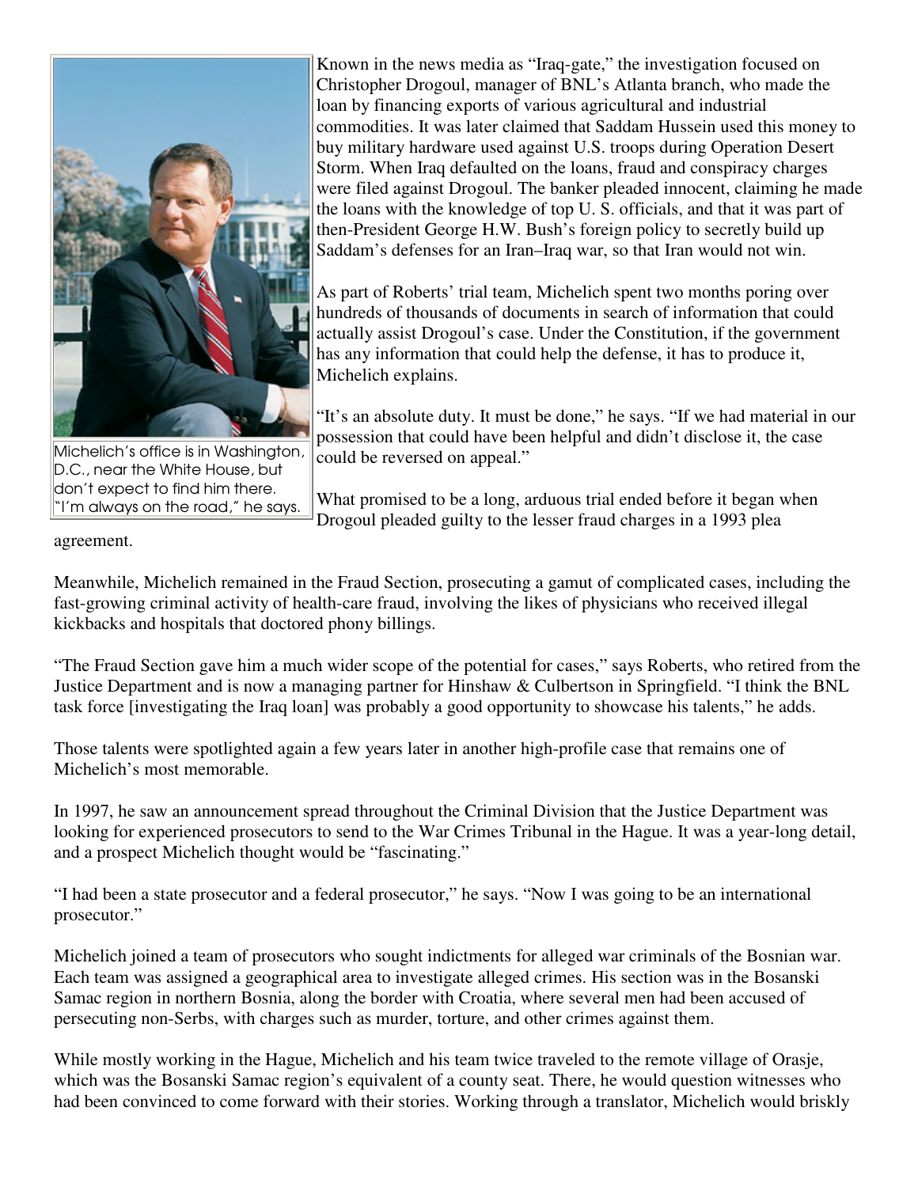Michelich's office is in Washington, D.C., near the White House, but don't expect to find him there. "I'm always on the road," he says.

Known in the news media as "Iraq-gate," the investigation focused on Christopher Drogoul, manager of BNL's Atlanta branch, who made the loan by financing exports of various agricultural and industrial commodities. It was later claimed that Saddam Hussein used this money to buy military hardware used against U.S. troops during Operation Desert Storm. When Iraq defaulted on the loans, fraud and conspiracy charges were filed against Drogoul. The banker pleaded innocent, claiming he made the loans with the knowledge of top U. S. officials, and that it was part of then-President George H.W. Bush's foreign policy to secretly build up Saddam's defenses for an Iran–Iraq war, so that Iran would not win.

As part of Roberts' trial team, Michelich spent two months poring over hundreds of thousands of documents in search of information that could actually assist Drogoul's case. Under the Constitution, if the government has any information that could help the defense, it has to produce it, Michelich explains.

"It's an absolute duty. It must be done," he says. "If we had material in our possession that could have been helpful and didn't disclose it, the case could be reversed on appeal."

What promised to be a long, arduous trial ended before it began when Drogoul pleaded guilty to the lesser fraud charges in a 1993 plea agreement.

Meanwhile, Michelich remained in the Fraud Section, prosecuting a gamut of complicated cases, including the fast-growing criminal activity of health-care fraud, involving the likes of physicians who received illegal kickbacks and hospitals that doctored phony billings.

"The Fraud Section gave him a much wider scope of the potential for cases," says Roberts, who retired from the Justice Department and is now a managing partner for Hinshaw & Culbertson in Springfield. "I think the BNL task force [investigating the Iraq loan] was probably a good opportunity to showcase his talents," he adds.

Those talents were spotlighted again a few years later in another high-profile case that remains one of Michelich's most memorable.

In 1997, he saw an announcement spread throughout the Criminal Division that the Justice Department was looking for experienced prosecutors to send to the War Crimes Tribunal in the Hague. It was a year-long detail, and a prospect Michelich thought would be "fascinating."

"I had been a state prosecutor and a federal prosecutor," he says. "Now I was going to be an international prosecutor."

Michelich joined a team of prosecutors who sought indictments for alleged war criminals of the Bosnian war. Each team was assigned a geographical area to investigate alleged crimes. His section was in the Bosanski Samac region in northern Bosnia, along the border with Croatia, where several men had been accused of persecuting non-Serbs, with charges such as murder, torture, and other crimes against them.

While mostly working in the Hague, Michelich and his team twice traveled to the remote village of Orasje, which was the Bosanski Samac region's equivalent of a county seat. There, he would question witnesses who had been convinced to come forward with their stories. Working through a translator, Michelich would briskly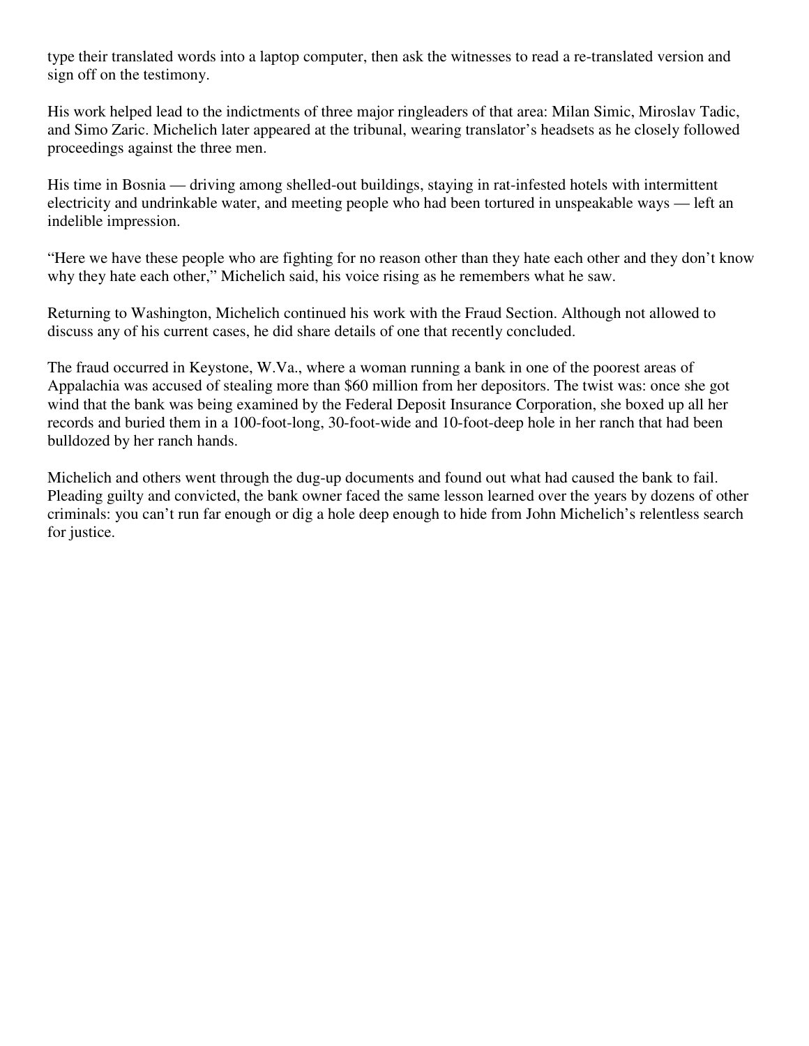type their translated words into a laptop computer, then ask the witnesses to read a re-translated version and sign off on the testimony.

His work helped lead to the indictments of three major ringleaders of that area: Milan Simic, Miroslav Tadic, and Simo Zaric. Michelich later appeared at the tribunal, wearing translator's headsets as he closely followed proceedings against the three men.

His time in Bosnia — driving among shelled-out buildings, staying in rat-infested hotels with intermittent electricity and undrinkable water, and meeting people who had been tortured in unspeakable ways — left an indelible impression.

"Here we have these people who are fighting for no reason other than they hate each other and they don't know why they hate each other," Michelich said, his voice rising as he remembers what he saw.

Returning to Washington, Michelich continued his work with the Fraud Section. Although not allowed to discuss any of his current cases, he did share details of one that recently concluded.

The fraud occurred in Keystone, W.Va., where a woman running a bank in one of the poorest areas of Appalachia was accused of stealing more than $60 million from her depositors. The twist was: once she got wind that the bank was being examined by the Federal Deposit Insurance Corporation, she boxed up all her records and buried them in a 100-foot-long, 30-foot-wide and 10-foot-deep hole in her ranch that had been bulldozed by her ranch hands.

Michelich and others went through the dug-up documents and found out what had caused the bank to fail. Pleading guilty and convicted, the bank owner faced the same lesson learned over the years by dozens of other criminals: you can't run far enough or dig a hole deep enough to hide from John Michelich's relentless search for justice.